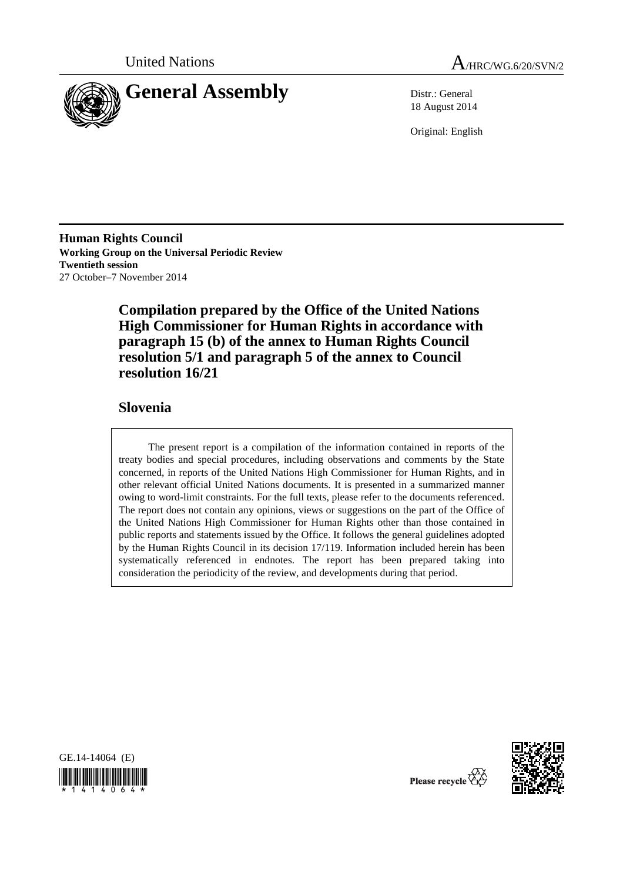United Nations

A/HRC/WG.6/20/SVN/2

# General Assembly

Distr.: General
18 August 2014

Original: English

**Human Rights Council**
**Working Group on the Universal Periodic Review**
**Twentieth session**
27 October–7 November 2014

## Compilation prepared by the Office of the United Nations High Commissioner for Human Rights in accordance with paragraph 15 (b) of the annex to Human Rights Council resolution 5/1 and paragraph 5 of the annex to Council resolution 16/21

## Slovenia

The present report is a compilation of the information contained in reports of the treaty bodies and special procedures, including observations and comments by the State concerned, in reports of the United Nations High Commissioner for Human Rights, and in other relevant official United Nations documents. It is presented in a summarized manner owing to word-limit constraints. For the full texts, please refer to the documents referenced. The report does not contain any opinions, views or suggestions on the part of the Office of the United Nations High Commissioner for Human Rights other than those contained in public reports and statements issued by the Office. It follows the general guidelines adopted by the Human Rights Council in its decision 17/119. Information included herein has been systematically referenced in endnotes. The report has been prepared taking into consideration the periodicity of the review, and developments during that period.

GE.14-14064 (E)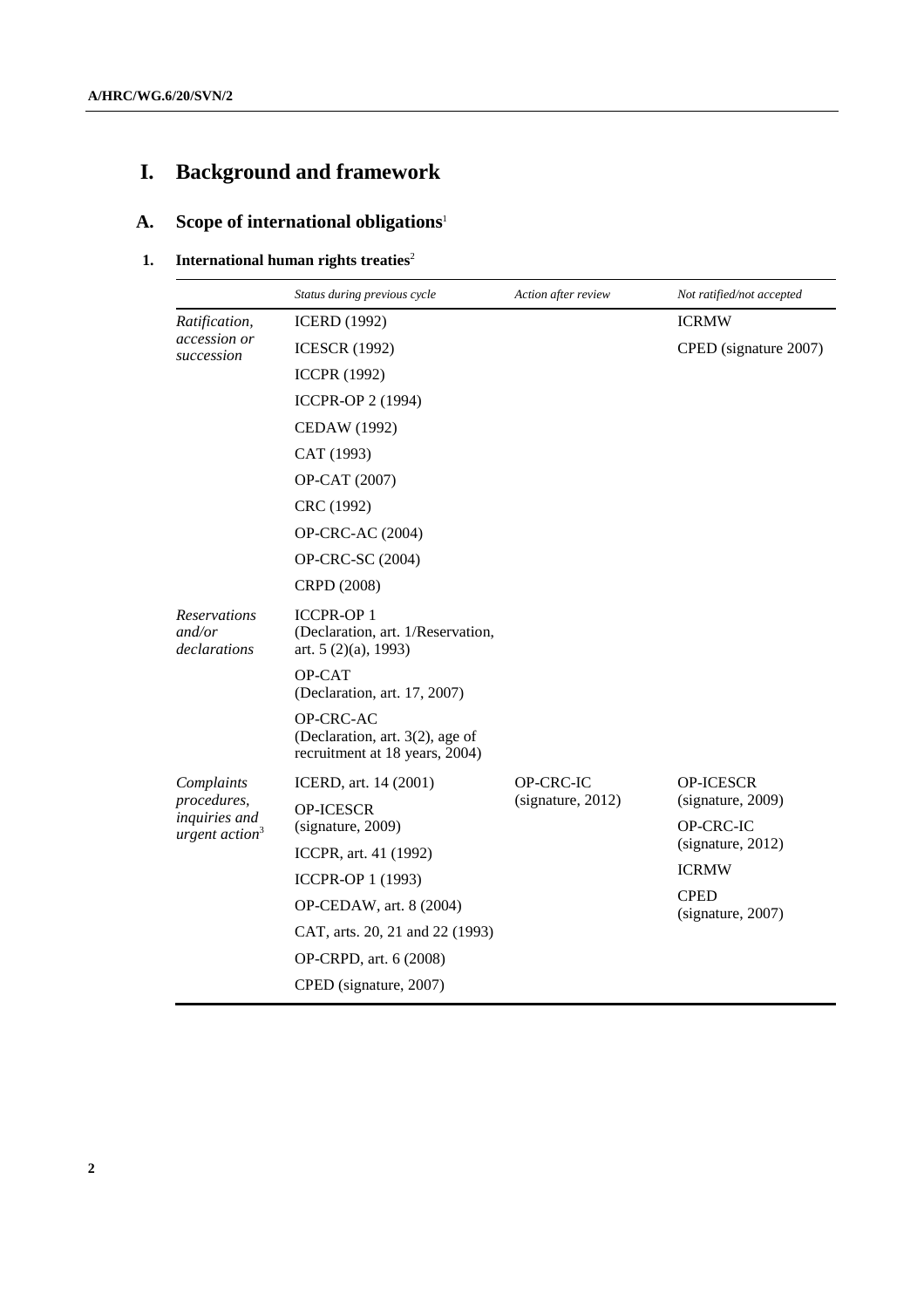# I. Background and framework

## A. Scope of international obligations[1]

### 1. International human rights treaties[2]

| | *Status during previous cycle* | *Action after review* | *Not ratified/not accepted* |
|---|---|---|---|
| *Ratification, accession or succession* | ICERD (1992)<br>ICESCR (1992)<br>ICCPR (1992)<br>ICCPR-OP 2 (1994)<br>CEDAW (1992)<br>CAT (1993)<br>OP-CAT (2007)<br>CRC (1992)<br>OP-CRC-AC (2004)<br>OP-CRC-SC (2004)<br>CRPD (2008) | | ICRMW<br>CPED (signature 2007) |
| *Reservations and/or declarations* | ICCPR-OP 1 (Declaration, art. 1/Reservation, art. 5 (2)(a), 1993)<br>OP-CAT (Declaration, art. 17, 2007)<br>OP-CRC-AC (Declaration, art. 3(2), age of recruitment at 18 years, 2004) | | |
| *Complaints procedures, inquiries and urgent action*[3] | ICERD, art. 14 (2001)<br>OP-ICESCR (signature, 2009)<br>ICCPR, art. 41 (1992)<br>ICCPR-OP 1 (1993)<br>OP-CEDAW, art. 8 (2004)<br>CAT, arts. 20, 21 and 22 (1993)<br>OP-CRPD, art. 6 (2008)<br>CPED (signature, 2007) | OP-CRC-IC (signature, 2012) | OP-ICESCR (signature, 2009)<br>OP-CRC-IC (signature, 2012)<br>ICRMW<br>CPED (signature, 2007) |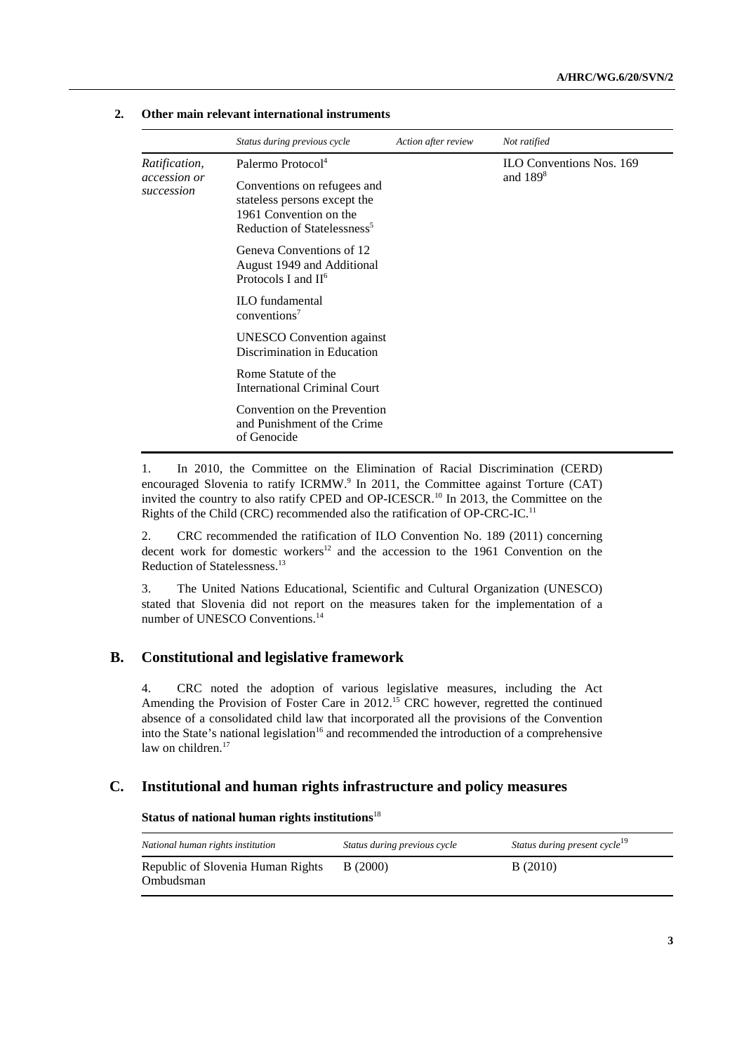### 2. Other main relevant international instruments

| | *Status during previous cycle* | *Action after review* | *Not ratified* |
|---|---|---|---|
| *Ratification, accession or succession* | Palermo Protocol[4] | | ILO Conventions Nos. 169 and 189[8] |
| | Conventions on refugees and stateless persons except the 1961 Convention on the Reduction of Statelessness[5] | | |
| | Geneva Conventions of 12 August 1949 and Additional Protocols I and II[6] | | |
| | ILO fundamental conventions[7] | | |
| | UNESCO Convention against Discrimination in Education | | |
| | Rome Statute of the International Criminal Court | | |
| | Convention on the Prevention and Punishment of the Crime of Genocide | | |

1. In 2010, the Committee on the Elimination of Racial Discrimination (CERD) encouraged Slovenia to ratify ICRMW.[9] In 2011, the Committee against Torture (CAT) invited the country to also ratify CPED and OP-ICESCR.[10] In 2013, the Committee on the Rights of the Child (CRC) recommended also the ratification of OP-CRC-IC.[11]

2. CRC recommended the ratification of ILO Convention No. 189 (2011) concerning decent work for domestic workers[12] and the accession to the 1961 Convention on the Reduction of Statelessness.[13]

3. The United Nations Educational, Scientific and Cultural Organization (UNESCO) stated that Slovenia did not report on the measures taken for the implementation of a number of UNESCO Conventions.[14]

## B. Constitutional and legislative framework

4. CRC noted the adoption of various legislative measures, including the Act Amending the Provision of Foster Care in 2012.[15] CRC however, regretted the continued absence of a consolidated child law that incorporated all the provisions of the Convention into the State's national legislation[16] and recommended the introduction of a comprehensive law on children.[17]

## C. Institutional and human rights infrastructure and policy measures

**Status of national human rights institutions**[18]

| *National human rights institution* | *Status during previous cycle* | *Status during present cycle*[19] |
|---|---|---|
| Republic of Slovenia Human Rights Ombudsman | B (2000) | B (2010) |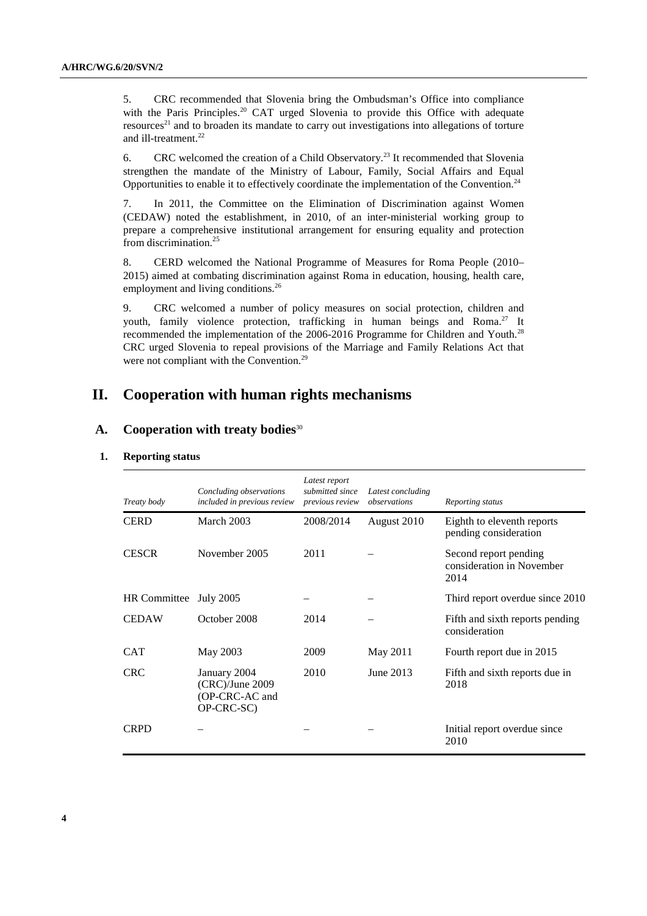5. CRC recommended that Slovenia bring the Ombudsman's Office into compliance with the Paris Principles.[20] CAT urged Slovenia to provide this Office with adequate resources[21] and to broaden its mandate to carry out investigations into allegations of torture and ill-treatment.[22]

6. CRC welcomed the creation of a Child Observatory.[23] It recommended that Slovenia strengthen the mandate of the Ministry of Labour, Family, Social Affairs and Equal Opportunities to enable it to effectively coordinate the implementation of the Convention.[24]

7. In 2011, the Committee on the Elimination of Discrimination against Women (CEDAW) noted the establishment, in 2010, of an inter-ministerial working group to prepare a comprehensive institutional arrangement for ensuring equality and protection from discrimination.[25]

8. CERD welcomed the National Programme of Measures for Roma People (2010–2015) aimed at combating discrimination against Roma in education, housing, health care, employment and living conditions.[26]

9. CRC welcomed a number of policy measures on social protection, children and youth, family violence protection, trafficking in human beings and Roma.[27] It recommended the implementation of the 2006-2016 Programme for Children and Youth.[28] CRC urged Slovenia to repeal provisions of the Marriage and Family Relations Act that were not compliant with the Convention.[29]

# II. Cooperation with human rights mechanisms

## A. Cooperation with treaty bodies[30]

### 1. Reporting status

| *Treaty body* | *Concluding observations included in previous review* | *Latest report submitted since previous review* | *Latest concluding observations* | *Reporting status* |
|---|---|---|---|---|
| CERD | March 2003 | 2008/2014 | August 2010 | Eighth to eleventh reports pending consideration |
| CESCR | November 2005 | 2011 | – | Second report pending consideration in November 2014 |
| HR Committee | July 2005 | – | – | Third report overdue since 2010 |
| CEDAW | October 2008 | 2014 | – | Fifth and sixth reports pending consideration |
| CAT | May 2003 | 2009 | May 2011 | Fourth report due in 2015 |
| CRC | January 2004 (CRC)/June 2009 (OP-CRC-AC and OP-CRC-SC) | 2010 | June 2013 | Fifth and sixth reports due in 2018 |
| CRPD | – | – | – | Initial report overdue since 2010 |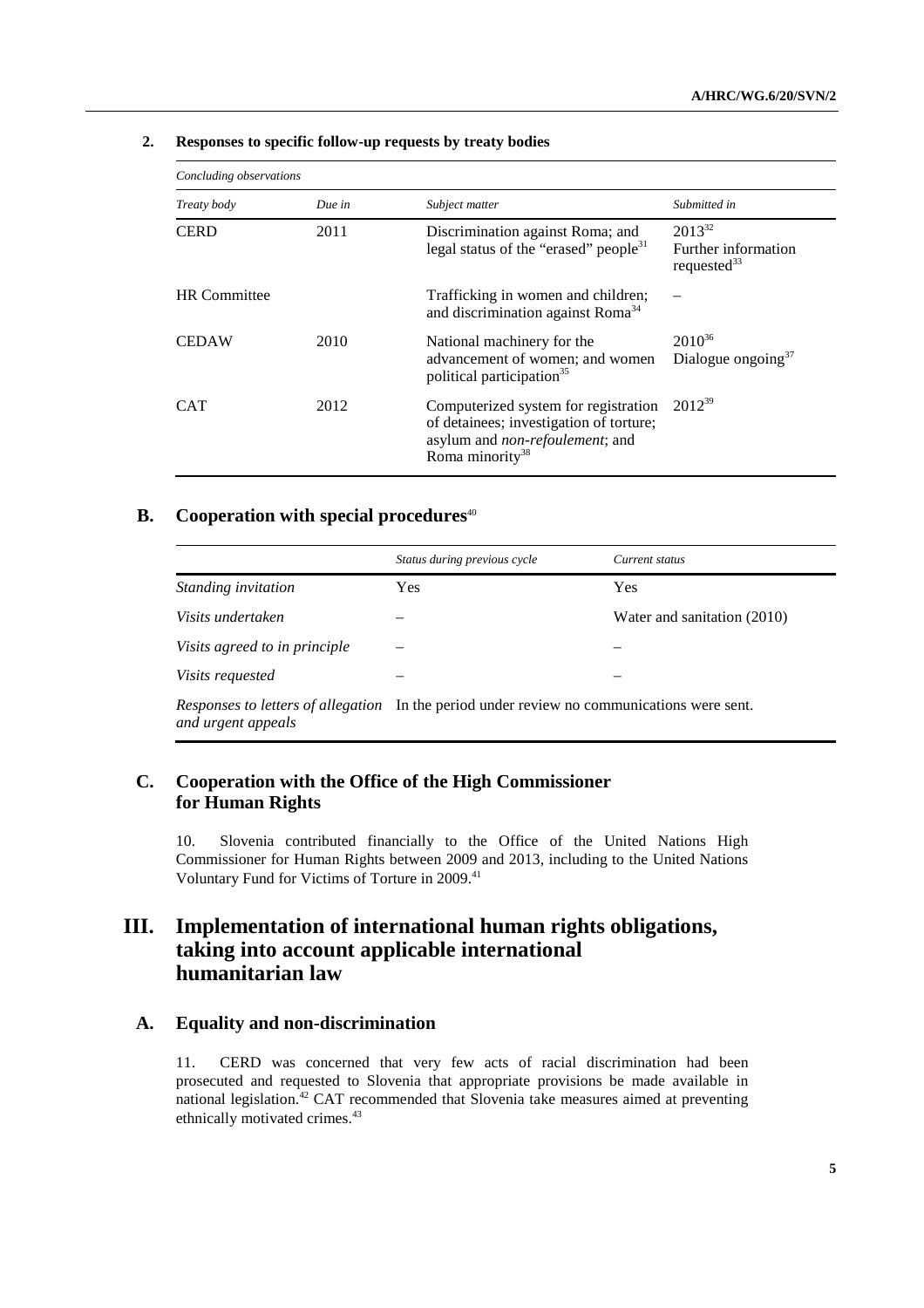### 2. Responses to specific follow-up requests by treaty bodies

| *Concluding observations* | | | |
|---|---|---|---|
| *Treaty body* | *Due in* | *Subject matter* | *Submitted in* |
| CERD | 2011 | Discrimination against Roma; and legal status of the "erased" people[31] | 2013[32] Further information requested[33] |
| HR Committee | | Trafficking in women and children; and discrimination against Roma[34] | – |
| CEDAW | 2010 | National machinery for the advancement of women; and women political participation[35] | 2010[36] Dialogue ongoing[37] |
| CAT | 2012 | Computerized system for registration of detainees; investigation of torture; asylum and *non-refoulement*; and Roma minority[38] | 2012[39] |

## B. Cooperation with special procedures[40]

| | *Status during previous cycle* | *Current status* |
|---|---|---|
| *Standing invitation* | Yes | Yes |
| *Visits undertaken* | – | Water and sanitation (2010) |
| *Visits agreed to in principle* | – | – |
| *Visits requested* | – | – |
| *Responses to letters of allegation and urgent appeals* | In the period under review no communications were sent. | |

## C. Cooperation with the Office of the High Commissioner for Human Rights

10. Slovenia contributed financially to the Office of the United Nations High Commissioner for Human Rights between 2009 and 2013, including to the United Nations Voluntary Fund for Victims of Torture in 2009.[41]

# III. Implementation of international human rights obligations, taking into account applicable international humanitarian law

## A. Equality and non-discrimination

11. CERD was concerned that very few acts of racial discrimination had been prosecuted and requested to Slovenia that appropriate provisions be made available in national legislation.[42] CAT recommended that Slovenia take measures aimed at preventing ethnically motivated crimes.[43]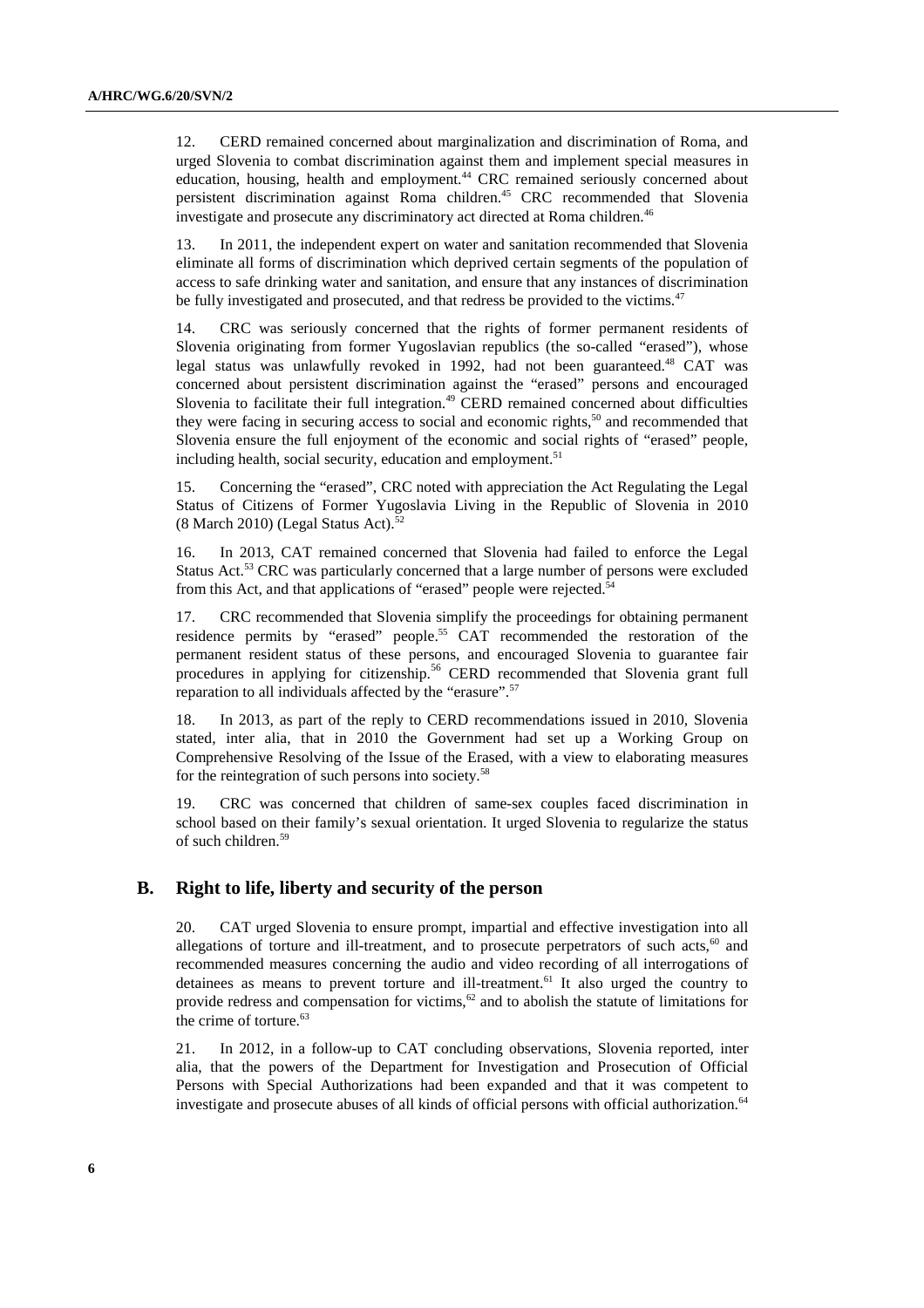12. CERD remained concerned about marginalization and discrimination of Roma, and urged Slovenia to combat discrimination against them and implement special measures in education, housing, health and employment.[44] CRC remained seriously concerned about persistent discrimination against Roma children.[45] CRC recommended that Slovenia investigate and prosecute any discriminatory act directed at Roma children.[46]

13. In 2011, the independent expert on water and sanitation recommended that Slovenia eliminate all forms of discrimination which deprived certain segments of the population of access to safe drinking water and sanitation, and ensure that any instances of discrimination be fully investigated and prosecuted, and that redress be provided to the victims.[47]

14. CRC was seriously concerned that the rights of former permanent residents of Slovenia originating from former Yugoslavian republics (the so-called "erased"), whose legal status was unlawfully revoked in 1992, had not been guaranteed.[48] CAT was concerned about persistent discrimination against the "erased" persons and encouraged Slovenia to facilitate their full integration.[49] CERD remained concerned about difficulties they were facing in securing access to social and economic rights,[50] and recommended that Slovenia ensure the full enjoyment of the economic and social rights of "erased" people, including health, social security, education and employment.[51]

15. Concerning the "erased", CRC noted with appreciation the Act Regulating the Legal Status of Citizens of Former Yugoslavia Living in the Republic of Slovenia in 2010 (8 March 2010) (Legal Status Act).[52]

16. In 2013, CAT remained concerned that Slovenia had failed to enforce the Legal Status Act.[53] CRC was particularly concerned that a large number of persons were excluded from this Act, and that applications of "erased" people were rejected.[54]

17. CRC recommended that Slovenia simplify the proceedings for obtaining permanent residence permits by "erased" people.[55] CAT recommended the restoration of the permanent resident status of these persons, and encouraged Slovenia to guarantee fair procedures in applying for citizenship.[56] CERD recommended that Slovenia grant full reparation to all individuals affected by the "erasure".[57]

18. In 2013, as part of the reply to CERD recommendations issued in 2010, Slovenia stated, inter alia, that in 2010 the Government had set up a Working Group on Comprehensive Resolving of the Issue of the Erased, with a view to elaborating measures for the reintegration of such persons into society.[58]

19. CRC was concerned that children of same-sex couples faced discrimination in school based on their family's sexual orientation. It urged Slovenia to regularize the status of such children.[59]

## B. Right to life, liberty and security of the person

20. CAT urged Slovenia to ensure prompt, impartial and effective investigation into all allegations of torture and ill-treatment, and to prosecute perpetrators of such acts,[60] and recommended measures concerning the audio and video recording of all interrogations of detainees as means to prevent torture and ill-treatment.[61] It also urged the country to provide redress and compensation for victims,[62] and to abolish the statute of limitations for the crime of torture.[63]

21. In 2012, in a follow-up to CAT concluding observations, Slovenia reported, inter alia, that the powers of the Department for Investigation and Prosecution of Official Persons with Special Authorizations had been expanded and that it was competent to investigate and prosecute abuses of all kinds of official persons with official authorization.[64]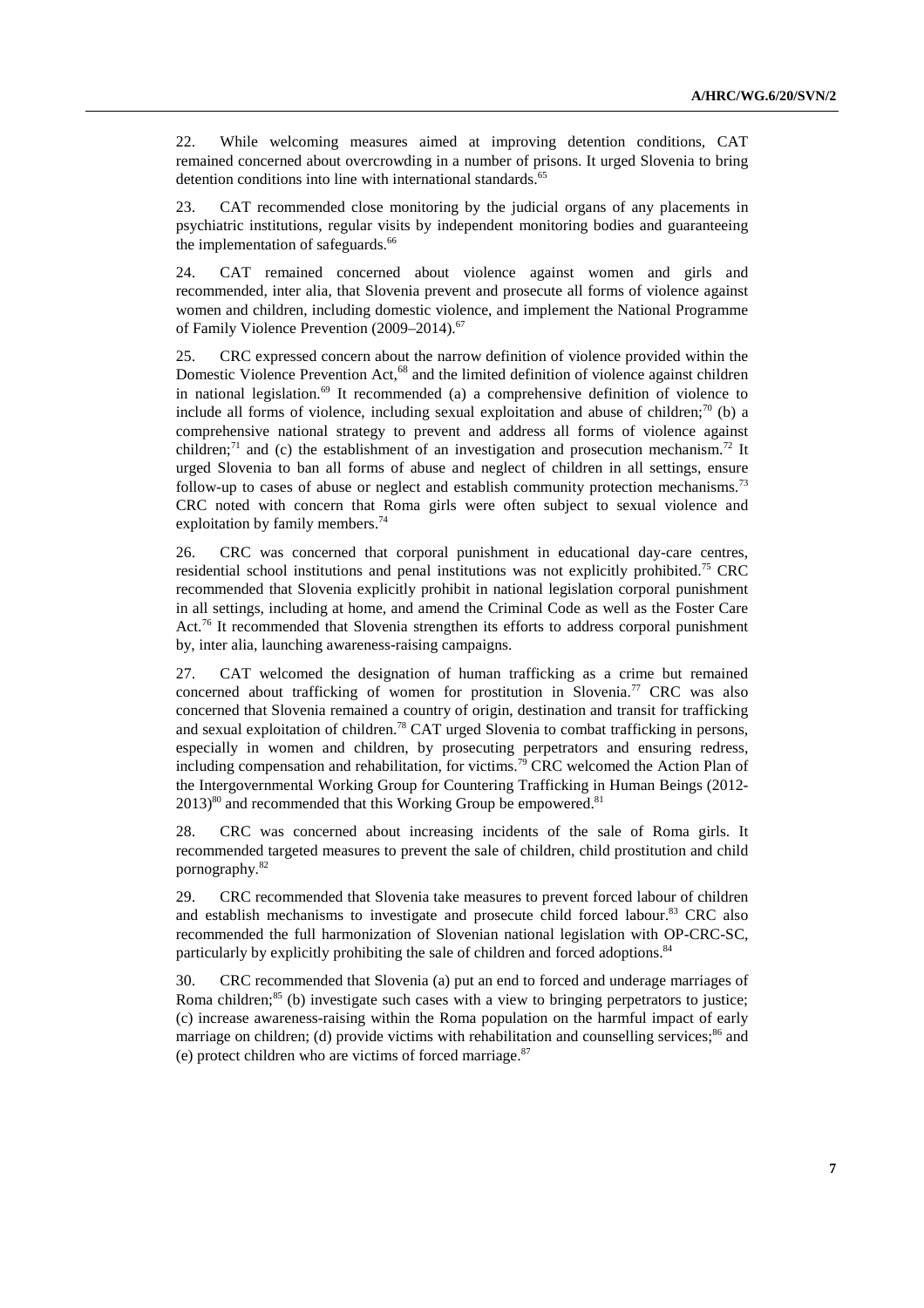22. While welcoming measures aimed at improving detention conditions, CAT remained concerned about overcrowding in a number of prisons. It urged Slovenia to bring detention conditions into line with international standards.[65]

23. CAT recommended close monitoring by the judicial organs of any placements in psychiatric institutions, regular visits by independent monitoring bodies and guaranteeing the implementation of safeguards.[66]

24. CAT remained concerned about violence against women and girls and recommended, inter alia, that Slovenia prevent and prosecute all forms of violence against women and children, including domestic violence, and implement the National Programme of Family Violence Prevention (2009–2014).[67]

25. CRC expressed concern about the narrow definition of violence provided within the Domestic Violence Prevention Act,[68] and the limited definition of violence against children in national legislation.[69] It recommended (a) a comprehensive definition of violence to include all forms of violence, including sexual exploitation and abuse of children;[70] (b) a comprehensive national strategy to prevent and address all forms of violence against children;[71] and (c) the establishment of an investigation and prosecution mechanism.[72] It urged Slovenia to ban all forms of abuse and neglect of children in all settings, ensure follow-up to cases of abuse or neglect and establish community protection mechanisms.[73] CRC noted with concern that Roma girls were often subject to sexual violence and exploitation by family members.[74]

26. CRC was concerned that corporal punishment in educational day-care centres, residential school institutions and penal institutions was not explicitly prohibited.[75] CRC recommended that Slovenia explicitly prohibit in national legislation corporal punishment in all settings, including at home, and amend the Criminal Code as well as the Foster Care Act.[76] It recommended that Slovenia strengthen its efforts to address corporal punishment by, inter alia, launching awareness-raising campaigns.

27. CAT welcomed the designation of human trafficking as a crime but remained concerned about trafficking of women for prostitution in Slovenia.[77] CRC was also concerned that Slovenia remained a country of origin, destination and transit for trafficking and sexual exploitation of children.[78] CAT urged Slovenia to combat trafficking in persons, especially in women and children, by prosecuting perpetrators and ensuring redress, including compensation and rehabilitation, for victims.[79] CRC welcomed the Action Plan of the Intergovernmental Working Group for Countering Trafficking in Human Beings (2012-2013)[80] and recommended that this Working Group be empowered.[81]

28. CRC was concerned about increasing incidents of the sale of Roma girls. It recommended targeted measures to prevent the sale of children, child prostitution and child pornography.[82]

29. CRC recommended that Slovenia take measures to prevent forced labour of children and establish mechanisms to investigate and prosecute child forced labour.[83] CRC also recommended the full harmonization of Slovenian national legislation with OP-CRC-SC, particularly by explicitly prohibiting the sale of children and forced adoptions.[84]

30. CRC recommended that Slovenia (a) put an end to forced and underage marriages of Roma children;[85] (b) investigate such cases with a view to bringing perpetrators to justice; (c) increase awareness-raising within the Roma population on the harmful impact of early marriage on children; (d) provide victims with rehabilitation and counselling services;[86] and (e) protect children who are victims of forced marriage.[87]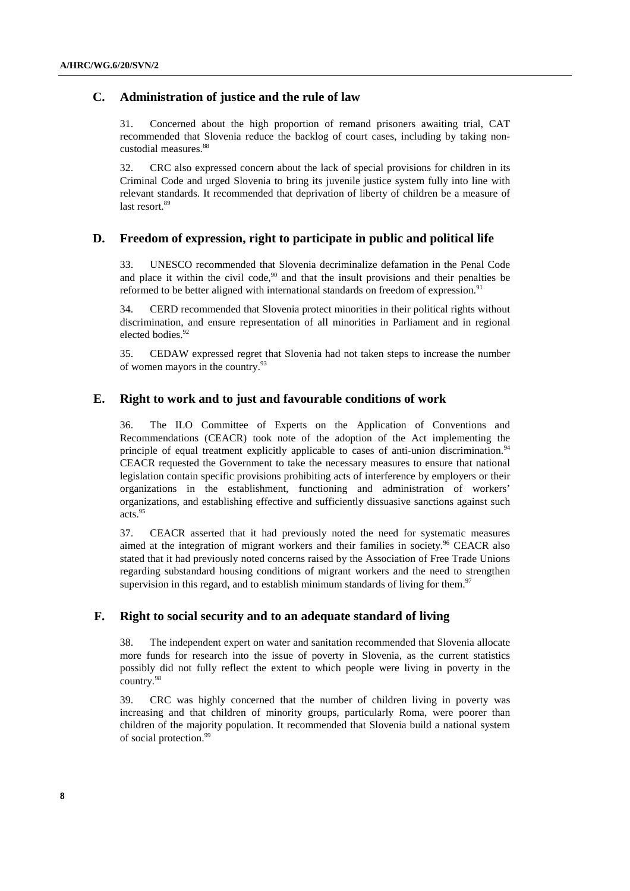## C. Administration of justice and the rule of law

31. Concerned about the high proportion of remand prisoners awaiting trial, CAT recommended that Slovenia reduce the backlog of court cases, including by taking non-custodial measures.[88]

32. CRC also expressed concern about the lack of special provisions for children in its Criminal Code and urged Slovenia to bring its juvenile justice system fully into line with relevant standards. It recommended that deprivation of liberty of children be a measure of last resort.[89]

## D. Freedom of expression, right to participate in public and political life

33. UNESCO recommended that Slovenia decriminalize defamation in the Penal Code and place it within the civil code,[90] and that the insult provisions and their penalties be reformed to be better aligned with international standards on freedom of expression.[91]

34. CERD recommended that Slovenia protect minorities in their political rights without discrimination, and ensure representation of all minorities in Parliament and in regional elected bodies.[92]

35. CEDAW expressed regret that Slovenia had not taken steps to increase the number of women mayors in the country.[93]

## E. Right to work and to just and favourable conditions of work

36. The ILO Committee of Experts on the Application of Conventions and Recommendations (CEACR) took note of the adoption of the Act implementing the principle of equal treatment explicitly applicable to cases of anti-union discrimination.[94] CEACR requested the Government to take the necessary measures to ensure that national legislation contain specific provisions prohibiting acts of interference by employers or their organizations in the establishment, functioning and administration of workers' organizations, and establishing effective and sufficiently dissuasive sanctions against such acts.[95]

37. CEACR asserted that it had previously noted the need for systematic measures aimed at the integration of migrant workers and their families in society.[96] CEACR also stated that it had previously noted concerns raised by the Association of Free Trade Unions regarding substandard housing conditions of migrant workers and the need to strengthen supervision in this regard, and to establish minimum standards of living for them.[97]

## F. Right to social security and to an adequate standard of living

38. The independent expert on water and sanitation recommended that Slovenia allocate more funds for research into the issue of poverty in Slovenia, as the current statistics possibly did not fully reflect the extent to which people were living in poverty in the country.[98]

39. CRC was highly concerned that the number of children living in poverty was increasing and that children of minority groups, particularly Roma, were poorer than children of the majority population. It recommended that Slovenia build a national system of social protection.[99]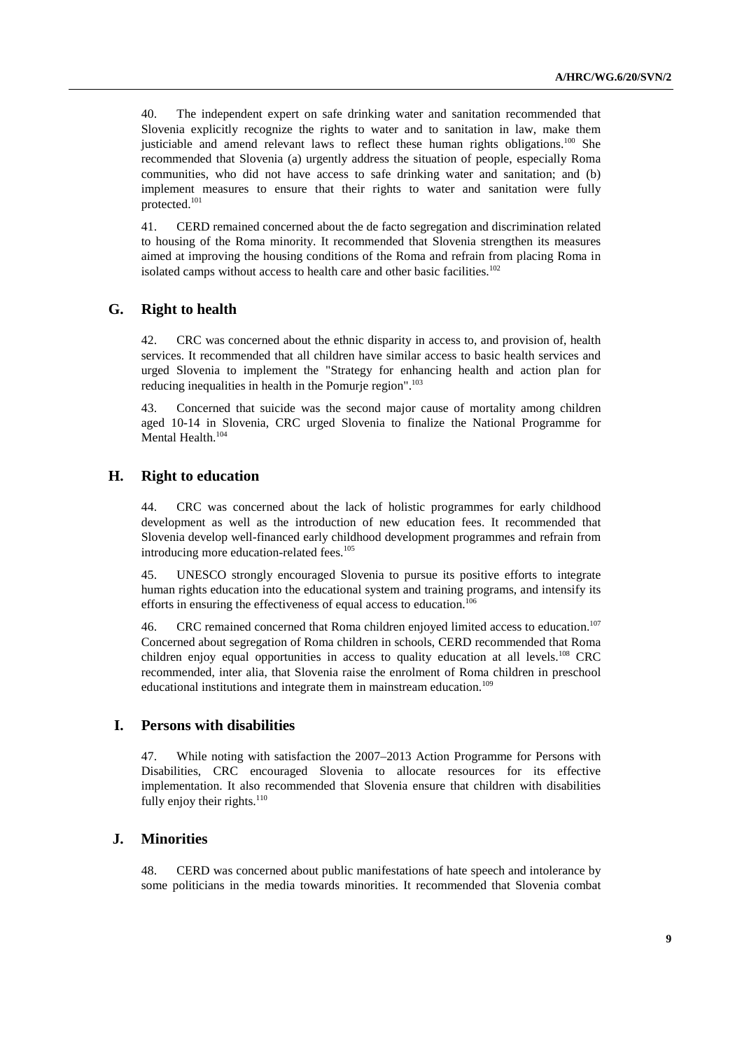40. The independent expert on safe drinking water and sanitation recommended that Slovenia explicitly recognize the rights to water and to sanitation in law, make them justiciable and amend relevant laws to reflect these human rights obligations.[100] She recommended that Slovenia (a) urgently address the situation of people, especially Roma communities, who did not have access to safe drinking water and sanitation; and (b) implement measures to ensure that their rights to water and sanitation were fully protected.[101]

41. CERD remained concerned about the de facto segregation and discrimination related to housing of the Roma minority. It recommended that Slovenia strengthen its measures aimed at improving the housing conditions of the Roma and refrain from placing Roma in isolated camps without access to health care and other basic facilities.[102]

## G. Right to health

42. CRC was concerned about the ethnic disparity in access to, and provision of, health services. It recommended that all children have similar access to basic health services and urged Slovenia to implement the "Strategy for enhancing health and action plan for reducing inequalities in health in the Pomurje region".[103]

43. Concerned that suicide was the second major cause of mortality among children aged 10-14 in Slovenia, CRC urged Slovenia to finalize the National Programme for Mental Health.[104]

## H. Right to education

44. CRC was concerned about the lack of holistic programmes for early childhood development as well as the introduction of new education fees. It recommended that Slovenia develop well-financed early childhood development programmes and refrain from introducing more education-related fees.[105]

45. UNESCO strongly encouraged Slovenia to pursue its positive efforts to integrate human rights education into the educational system and training programs, and intensify its efforts in ensuring the effectiveness of equal access to education.[106]

46. CRC remained concerned that Roma children enjoyed limited access to education.[107] Concerned about segregation of Roma children in schools, CERD recommended that Roma children enjoy equal opportunities in access to quality education at all levels.[108] CRC recommended, inter alia, that Slovenia raise the enrolment of Roma children in preschool educational institutions and integrate them in mainstream education.[109]

## I. Persons with disabilities

47. While noting with satisfaction the 2007–2013 Action Programme for Persons with Disabilities, CRC encouraged Slovenia to allocate resources for its effective implementation. It also recommended that Slovenia ensure that children with disabilities fully enjoy their rights.[110]

## J. Minorities

48. CERD was concerned about public manifestations of hate speech and intolerance by some politicians in the media towards minorities. It recommended that Slovenia combat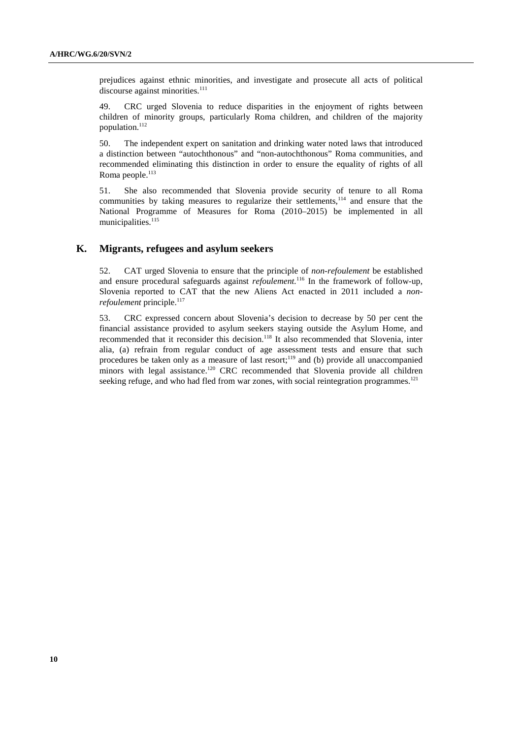prejudices against ethnic minorities, and investigate and prosecute all acts of political discourse against minorities.[111]

49. CRC urged Slovenia to reduce disparities in the enjoyment of rights between children of minority groups, particularly Roma children, and children of the majority population.[112]

50. The independent expert on sanitation and drinking water noted laws that introduced a distinction between "autochthonous" and "non-autochthonous" Roma communities, and recommended eliminating this distinction in order to ensure the equality of rights of all Roma people.[113]

51. She also recommended that Slovenia provide security of tenure to all Roma communities by taking measures to regularize their settlements,[114] and ensure that the National Programme of Measures for Roma (2010–2015) be implemented in all municipalities.[115]

## K. Migrants, refugees and asylum seekers

52. CAT urged Slovenia to ensure that the principle of *non-refoulement* be established and ensure procedural safeguards against *refoulement.*[116] In the framework of follow-up, Slovenia reported to CAT that the new Aliens Act enacted in 2011 included a *non-refoulement* principle.[117]

53. CRC expressed concern about Slovenia's decision to decrease by 50 per cent the financial assistance provided to asylum seekers staying outside the Asylum Home, and recommended that it reconsider this decision.[118] It also recommended that Slovenia, inter alia, (a) refrain from regular conduct of age assessment tests and ensure that such procedures be taken only as a measure of last resort;[119] and (b) provide all unaccompanied minors with legal assistance.[120] CRC recommended that Slovenia provide all children seeking refuge, and who had fled from war zones, with social reintegration programmes.[121]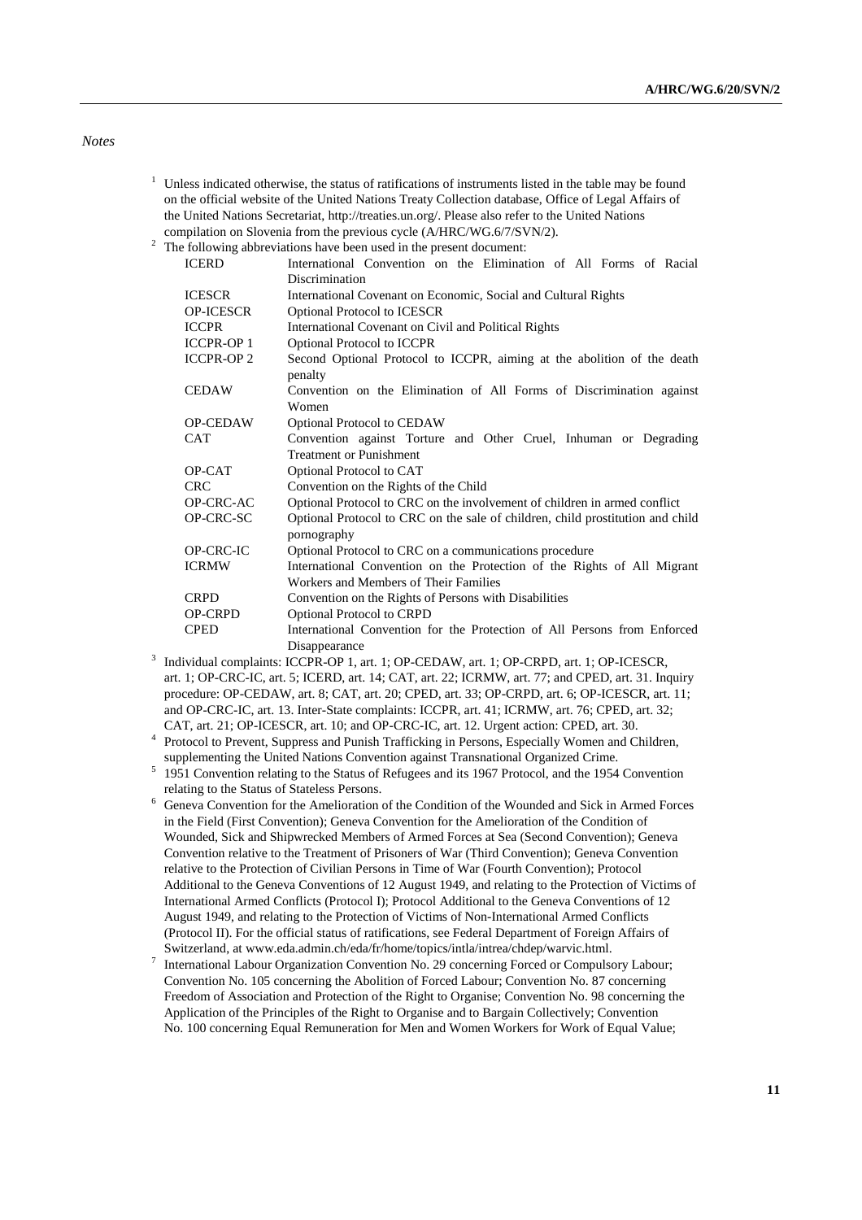*Notes*

[1] Unless indicated otherwise, the status of ratifications of instruments listed in the table may be found on the official website of the United Nations Treaty Collection database, Office of Legal Affairs of the United Nations Secretariat, http://treaties.un.org/. Please also refer to the United Nations compilation on Slovenia from the previous cycle (A/HRC/WG.6/7/SVN/2).

[2] The following abbreviations have been used in the present document:

| | |
|---|---|
| ICERD | International Convention on the Elimination of All Forms of Racial Discrimination |
| ICESCR | International Covenant on Economic, Social and Cultural Rights |
| OP-ICESCR | Optional Protocol to ICESCR |
| ICCPR | International Covenant on Civil and Political Rights |
| ICCPR-OP 1 | Optional Protocol to ICCPR |
| ICCPR-OP 2 | Second Optional Protocol to ICCPR, aiming at the abolition of the death penalty |
| CEDAW | Convention on the Elimination of All Forms of Discrimination against Women |
| OP-CEDAW | Optional Protocol to CEDAW |
| CAT | Convention against Torture and Other Cruel, Inhuman or Degrading Treatment or Punishment |
| OP-CAT | Optional Protocol to CAT |
| CRC | Convention on the Rights of the Child |
| OP-CRC-AC | Optional Protocol to CRC on the involvement of children in armed conflict |
| OP-CRC-SC | Optional Protocol to CRC on the sale of children, child prostitution and child pornography |
| OP-CRC-IC | Optional Protocol to CRC on a communications procedure |
| ICRMW | International Convention on the Protection of the Rights of All Migrant Workers and Members of Their Families |
| CRPD | Convention on the Rights of Persons with Disabilities |
| OP-CRPD | Optional Protocol to CRPD |
| CPED | International Convention for the Protection of All Persons from Enforced Disappearance |

[3] Individual complaints: ICCPR-OP 1, art. 1; OP-CEDAW, art. 1; OP-CRPD, art. 1; OP-ICESCR, art. 1; OP-CRC-IC, art. 5; ICERD, art. 14; CAT, art. 22; ICRMW, art. 77; and CPED, art. 31. Inquiry procedure: OP-CEDAW, art. 8; CAT, art. 20; CPED, art. 33; OP-CRPD, art. 6; OP-ICESCR, art. 11; and OP-CRC-IC, art. 13. Inter-State complaints: ICCPR, art. 41; ICRMW, art. 76; CPED, art. 32; CAT, art. 21; OP-ICESCR, art. 10; and OP-CRC-IC, art. 12. Urgent action: CPED, art. 30.

[4] Protocol to Prevent, Suppress and Punish Trafficking in Persons, Especially Women and Children, supplementing the United Nations Convention against Transnational Organized Crime.

[5] 1951 Convention relating to the Status of Refugees and its 1967 Protocol, and the 1954 Convention relating to the Status of Stateless Persons.

[6] Geneva Convention for the Amelioration of the Condition of the Wounded and Sick in Armed Forces in the Field (First Convention); Geneva Convention for the Amelioration of the Condition of Wounded, Sick and Shipwrecked Members of Armed Forces at Sea (Second Convention); Geneva Convention relative to the Treatment of Prisoners of War (Third Convention); Geneva Convention relative to the Protection of Civilian Persons in Time of War (Fourth Convention); Protocol Additional to the Geneva Conventions of 12 August 1949, and relating to the Protection of Victims of International Armed Conflicts (Protocol I); Protocol Additional to the Geneva Conventions of 12 August 1949, and relating to the Protection of Victims of Non-International Armed Conflicts (Protocol II). For the official status of ratifications, see Federal Department of Foreign Affairs of Switzerland, at www.eda.admin.ch/eda/fr/home/topics/intla/intrea/chdep/warvic.html.

[7] International Labour Organization Convention No. 29 concerning Forced or Compulsory Labour; Convention No. 105 concerning the Abolition of Forced Labour; Convention No. 87 concerning Freedom of Association and Protection of the Right to Organise; Convention No. 98 concerning the Application of the Principles of the Right to Organise and to Bargain Collectively; Convention No. 100 concerning Equal Remuneration for Men and Women Workers for Work of Equal Value;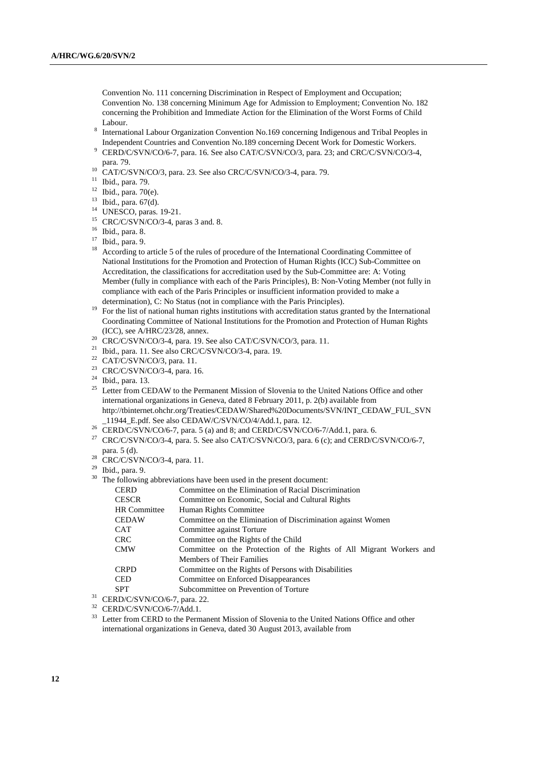Convention No. 111 concerning Discrimination in Respect of Employment and Occupation; Convention No. 138 concerning Minimum Age for Admission to Employment; Convention No. 182 concerning the Prohibition and Immediate Action for the Elimination of the Worst Forms of Child Labour.

[8] International Labour Organization Convention No.169 concerning Indigenous and Tribal Peoples in Independent Countries and Convention No.189 concerning Decent Work for Domestic Workers.

[9] CERD/C/SVN/CO/6-7, para. 16. See also CAT/C/SVN/CO/3, para. 23; and CRC/C/SVN/CO/3-4, para. 79.

[10] CAT/C/SVN/CO/3, para. 23. See also CRC/C/SVN/CO/3-4, para. 79.

[11] Ibid., para. 79.

[12] Ibid., para. 70(e).

[13] Ibid., para. 67(d).

[14] UNESCO, paras. 19-21.

[15] CRC/C/SVN/CO/3-4, paras 3 and. 8.

[16] Ibid., para. 8.

[17] Ibid., para. 9.

[18] According to article 5 of the rules of procedure of the International Coordinating Committee of National Institutions for the Promotion and Protection of Human Rights (ICC) Sub-Committee on Accreditation, the classifications for accreditation used by the Sub-Committee are: A: Voting Member (fully in compliance with each of the Paris Principles), B: Non-Voting Member (not fully in compliance with each of the Paris Principles or insufficient information provided to make a determination), C: No Status (not in compliance with the Paris Principles).

[19] For the list of national human rights institutions with accreditation status granted by the International Coordinating Committee of National Institutions for the Promotion and Protection of Human Rights (ICC), see A/HRC/23/28, annex.

[20] CRC/C/SVN/CO/3-4, para. 19. See also CAT/C/SVN/CO/3, para. 11.

[21] Ibid., para. 11. See also CRC/C/SVN/CO/3-4, para. 19.

[22] CAT/C/SVN/CO/3, para. 11.

[23] CRC/C/SVN/CO/3-4, para. 16.

[24] Ibid., para. 13.

[25] Letter from CEDAW to the Permanent Mission of Slovenia to the United Nations Office and other international organizations in Geneva, dated 8 February 2011, p. 2(b) available from http://tbinternet.ohchr.org/Treaties/CEDAW/Shared%20Documents/SVN/INT_CEDAW_FUL_SVN_11944_E.pdf. See also CEDAW/C/SVN/CO/4/Add.1, para. 12.

[26] CERD/C/SVN/CO/6-7, para. 5 (a) and 8; and CERD/C/SVN/CO/6-7/Add.1, para. 6.

[27] CRC/C/SVN/CO/3-4, para. 5. See also CAT/C/SVN/CO/3, para. 6 (c); and CERD/C/SVN/CO/6-7, para. 5 (d).

[28] CRC/C/SVN/CO/3-4, para. 11.

[29] Ibid., para. 9.

[30] The following abbreviations have been used in the present document:

| | |
|---|---|
| CERD | Committee on the Elimination of Racial Discrimination |
| CESCR | Committee on Economic, Social and Cultural Rights |
| HR Committee | Human Rights Committee |
| CEDAW | Committee on the Elimination of Discrimination against Women |
| CAT | Committee against Torture |
| CRC | Committee on the Rights of the Child |
| CMW | Committee on the Protection of the Rights of All Migrant Workers and Members of Their Families |
| CRPD | Committee on the Rights of Persons with Disabilities |
| CED | Committee on Enforced Disappearances |
| SPT | Subcommittee on Prevention of Torture |

[31] CERD/C/SVN/CO/6-7, para. 22.

[32] CERD/C/SVN/CO/6-7/Add.1.

[33] Letter from CERD to the Permanent Mission of Slovenia to the United Nations Office and other international organizations in Geneva, dated 30 August 2013, available from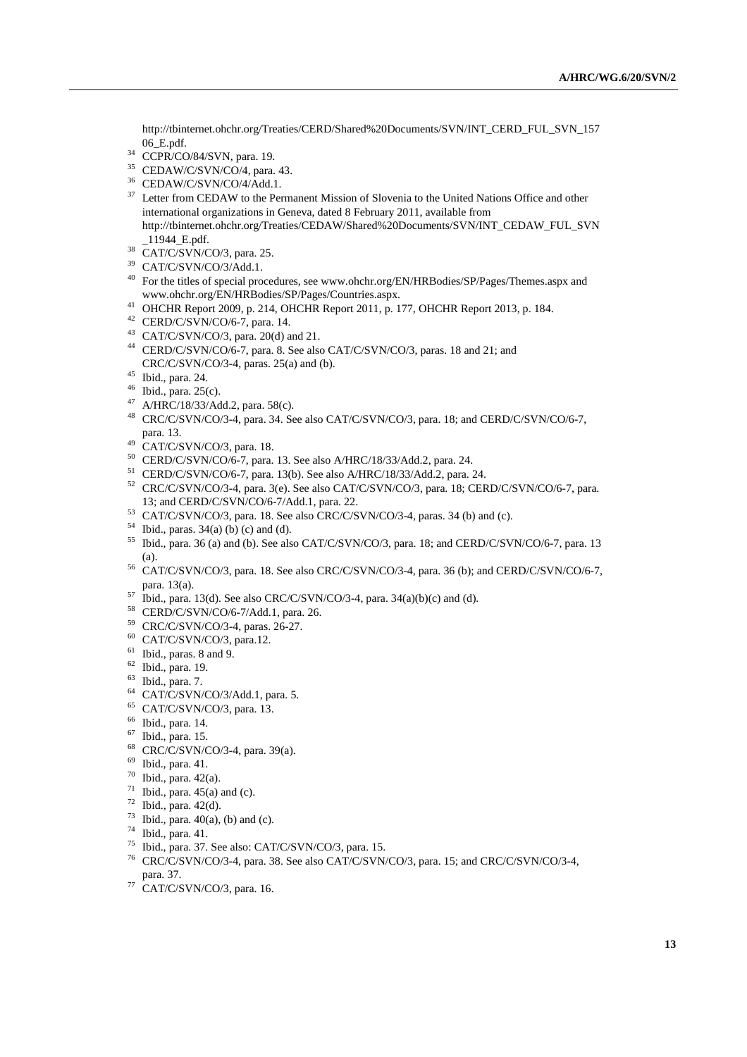http://tbinternet.ohchr.org/Treaties/CERD/Shared%20Documents/SVN/INT_CERD_FUL_SVN_15706_E.pdf.

[34] CCPR/CO/84/SVN, para. 19.

[35] CEDAW/C/SVN/CO/4, para. 43.

[36] CEDAW/C/SVN/CO/4/Add.1.

[37] Letter from CEDAW to the Permanent Mission of Slovenia to the United Nations Office and other international organizations in Geneva, dated 8 February 2011, available from http://tbinternet.ohchr.org/Treaties/CEDAW/Shared%20Documents/SVN/INT_CEDAW_FUL_SVN_11944_E.pdf.

[38] CAT/C/SVN/CO/3, para. 25.

[39] CAT/C/SVN/CO/3/Add.1.

[40] For the titles of special procedures, see www.ohchr.org/EN/HRBodies/SP/Pages/Themes.aspx and www.ohchr.org/EN/HRBodies/SP/Pages/Countries.aspx.

[41] OHCHR Report 2009, p. 214, OHCHR Report 2011, p. 177, OHCHR Report 2013, p. 184.

[42] CERD/C/SVN/CO/6-7, para. 14.

[43] CAT/C/SVN/CO/3, para. 20(d) and 21.

[44] CERD/C/SVN/CO/6-7, para. 8. See also CAT/C/SVN/CO/3, paras. 18 and 21; and CRC/C/SVN/CO/3-4, paras. 25(a) and (b).

[45] Ibid., para. 24.

[46] Ibid., para. 25(c).

[47] A/HRC/18/33/Add.2, para. 58(c).

[48] CRC/C/SVN/CO/3-4, para. 34. See also CAT/C/SVN/CO/3, para. 18; and CERD/C/SVN/CO/6-7, para. 13.

[49] CAT/C/SVN/CO/3, para. 18.

[50] CERD/C/SVN/CO/6-7, para. 13. See also A/HRC/18/33/Add.2, para. 24.

[51] CERD/C/SVN/CO/6-7, para. 13(b). See also A/HRC/18/33/Add.2, para. 24.

[52] CRC/C/SVN/CO/3-4, para. 3(e). See also CAT/C/SVN/CO/3, para. 18; CERD/C/SVN/CO/6-7, para. 13; and CERD/C/SVN/CO/6-7/Add.1, para. 22.

[53] CAT/C/SVN/CO/3, para. 18. See also CRC/C/SVN/CO/3-4, paras. 34 (b) and (c).

[54] Ibid., paras. 34(a) (b) (c) and (d).

[55] Ibid., para. 36 (a) and (b). See also CAT/C/SVN/CO/3, para. 18; and CERD/C/SVN/CO/6-7, para. 13 (a).

[56] CAT/C/SVN/CO/3, para. 18. See also CRC/C/SVN/CO/3-4, para. 36 (b); and CERD/C/SVN/CO/6-7, para. 13(a).

[57] Ibid., para. 13(d). See also CRC/C/SVN/CO/3-4, para. 34(a)(b)(c) and (d).

[58] CERD/C/SVN/CO/6-7/Add.1, para. 26.

[59] CRC/C/SVN/CO/3-4, paras. 26-27.

[60] CAT/C/SVN/CO/3, para.12.

[61] Ibid., paras. 8 and 9.

[62] Ibid., para. 19.

[63] Ibid., para. 7.

[64] CAT/C/SVN/CO/3/Add.1, para. 5.

[65] CAT/C/SVN/CO/3, para. 13.

[66] Ibid., para. 14.

[67] Ibid., para. 15.

[68] CRC/C/SVN/CO/3-4, para. 39(a).

[69] Ibid., para. 41.

[70] Ibid., para. 42(a).

[71] Ibid., para. 45(a) and (c).

[72] Ibid., para. 42(d).

[73] Ibid., para. 40(a), (b) and (c).

[74] Ibid., para. 41.

[75] Ibid., para. 37. See also: CAT/C/SVN/CO/3, para. 15.

[76] CRC/C/SVN/CO/3-4, para. 38. See also CAT/C/SVN/CO/3, para. 15; and CRC/C/SVN/CO/3-4, para. 37.

[77] CAT/C/SVN/CO/3, para. 16.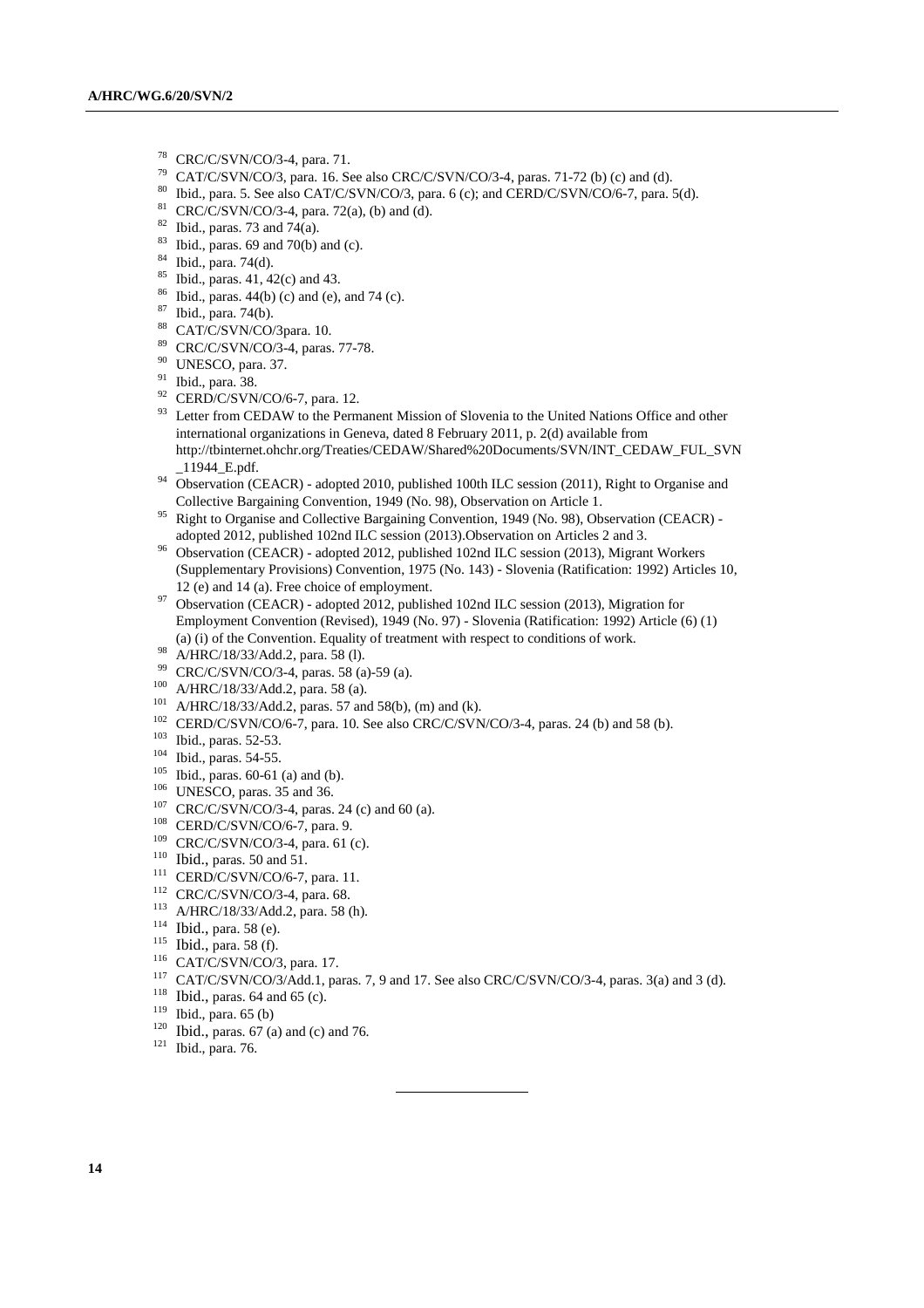[78] CRC/C/SVN/CO/3-4, para. 71.

[79] CAT/C/SVN/CO/3, para. 16. See also CRC/C/SVN/CO/3-4, paras. 71-72 (b) (c) and (d).

[80] Ibid., para. 5. See also CAT/C/SVN/CO/3, para. 6 (c); and CERD/C/SVN/CO/6-7, para. 5(d).

[81] CRC/C/SVN/CO/3-4, para. 72(a), (b) and (d).

[82] Ibid., paras. 73 and 74(a).

[83] Ibid., paras. 69 and 70(b) and (c).

[84] Ibid., para. 74(d).

[85] Ibid., paras. 41, 42(c) and 43.

[86] Ibid., paras. 44(b) (c) and (e), and 74 (c).

[87] Ibid., para. 74(b).

[88] CAT/C/SVN/CO/3para. 10.

[89] CRC/C/SVN/CO/3-4, paras. 77-78.

[90] UNESCO, para. 37.

[91] Ibid., para. 38.

[92] CERD/C/SVN/CO/6-7, para. 12.

[93] Letter from CEDAW to the Permanent Mission of Slovenia to the United Nations Office and other international organizations in Geneva, dated 8 February 2011, p. 2(d) available from http://tbinternet.ohchr.org/Treaties/CEDAW/Shared%20Documents/SVN/INT_CEDAW_FUL_SVN_11944_E.pdf.

[94] Observation (CEACR) - adopted 2010, published 100th ILC session (2011), Right to Organise and Collective Bargaining Convention, 1949 (No. 98), Observation on Article 1.

[95] Right to Organise and Collective Bargaining Convention, 1949 (No. 98), Observation (CEACR) - adopted 2012, published 102nd ILC session (2013).Observation on Articles 2 and 3.

[96] Observation (CEACR) - adopted 2012, published 102nd ILC session (2013), Migrant Workers (Supplementary Provisions) Convention, 1975 (No. 143) - Slovenia (Ratification: 1992) Articles 10, 12 (e) and 14 (a). Free choice of employment.

[97] Observation (CEACR) - adopted 2012, published 102nd ILC session (2013), Migration for Employment Convention (Revised), 1949 (No. 97) - Slovenia (Ratification: 1992) Article (6) (1) (a) (i) of the Convention. Equality of treatment with respect to conditions of work.

[98] A/HRC/18/33/Add.2, para. 58 (l).

[99] CRC/C/SVN/CO/3-4, paras. 58 (a)-59 (a).

[100] A/HRC/18/33/Add.2, para. 58 (a).

[101] A/HRC/18/33/Add.2, paras. 57 and 58(b), (m) and (k).

[102] CERD/C/SVN/CO/6-7, para. 10. See also CRC/C/SVN/CO/3-4, paras. 24 (b) and 58 (b).

[103] Ibid., paras. 52-53.

[104] Ibid., paras. 54-55.

[105] Ibid., paras. 60-61 (a) and (b).

[106] UNESCO, paras. 35 and 36.

[107] CRC/C/SVN/CO/3-4, paras. 24 (c) and 60 (a).

[108] CERD/C/SVN/CO/6-7, para. 9.

[109] CRC/C/SVN/CO/3-4, para. 61 (c).

[110] Ibid., paras. 50 and 51.

[111] CERD/C/SVN/CO/6-7, para. 11.

[112] CRC/C/SVN/CO/3-4, para. 68.

[113] A/HRC/18/33/Add.2, para. 58 (h).

[114] Ibid., para. 58 (e).

[115] Ibid., para. 58 (f).

[116] CAT/C/SVN/CO/3, para. 17.

[117] CAT/C/SVN/CO/3/Add.1, paras. 7, 9 and 17. See also CRC/C/SVN/CO/3-4, paras. 3(a) and 3 (d).

[118] Ibid., paras. 64 and 65 (c).

[119] Ibid., para. 65 (b)

[120] Ibid., paras. 67 (a) and (c) and 76.

[121] Ibid., para. 76.